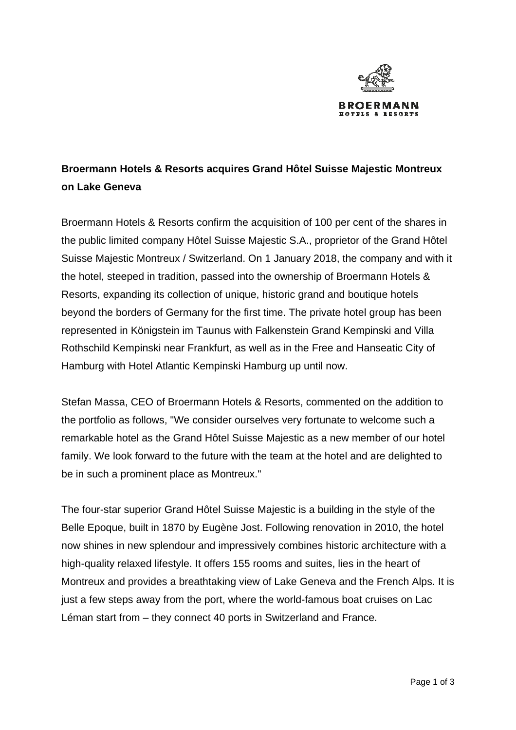**Broermann Hotels & Resorts acquires Grand Hôtel Suisse Majestic Montreux on Lake Geneva**

Broermann Hotels & Resorts confirm the acquisition of 100 per cent of the shares in the public limited company Hôtel Suisse Majestic S.A., proprietor of the Grand Hôtel Suisse Majestic Montreux / Switzerland. On 1 January 2018, the company and with it the hotel, steeped in tradition, passed into the ownership of Broermann Hotels & Resorts, expanding its collection of unique, historic grand and boutique hotels beyond the borders of Germany for the first time. The private hotel group has been represented in Königstein im Taunus with Falkenstein Grand Kempinski and Villa Rothschild Kempinski near Frankfurt, as well as in the Free and Hanseatic City of Hamburg with Hotel Atlantic Kempinski Hamburg up until now.

Stefan Massa, CEO of Broermann Hotels & Resorts, commented on the addition to the portfolio as follows, "We consider ourselves very fortunate to welcome such a remarkable hotel as the Grand Hôtel Suisse Majestic as a new member of our hotel family. We look forward to the future with the team at the hotel and are delighted to be in such a prominent place as Montreux."

The four-star superior Grand Hôtel Suisse Majestic is a building in the style of the Belle Epoque, built in 1870 by Eugène Jost. Following renovation in 2010, the hotel now shines in new splendour and impressively combines historic architecture with a high-quality relaxed lifestyle. It offers 155 rooms and suites, lies in the heart of Montreux and provides a breathtaking view of Lake Geneva and the French Alps. It is just a few steps away from the port, where the world-famous boat cruises on Lac Léman start from – they connect 40 ports in Switzerland and France.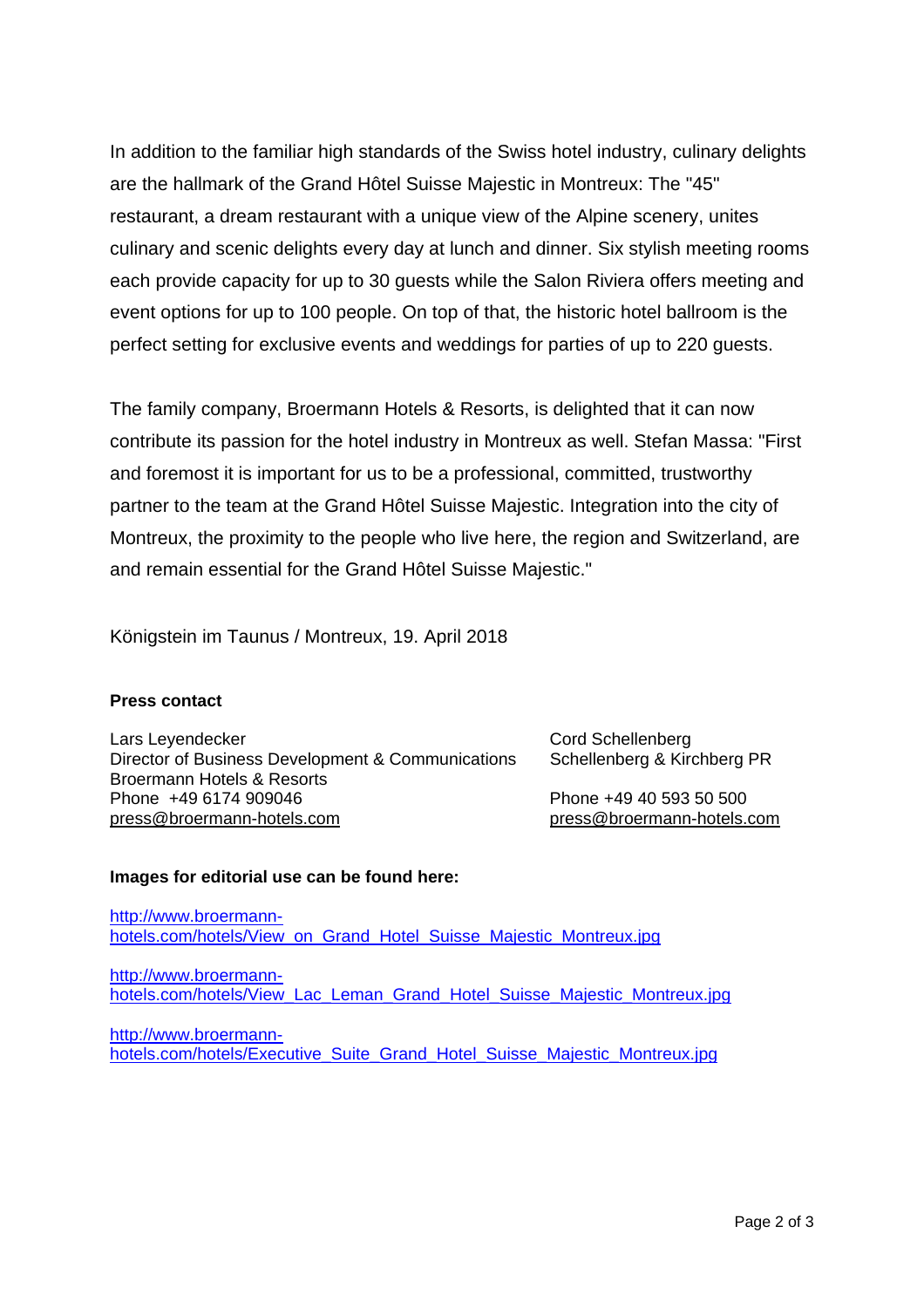In addition to the familiar high standards of the Swiss hotel industry, culinary delights are the hallmark of the Grand Hôtel Suisse Majestic in Montreux: The "45" restaurant, a dream restaurant with a unique view of the Alpine scenery, unites culinary and scenic delights every day at lunch and dinner. Six stylish meeting rooms each provide capacity for up to 30 guests while the Salon Riviera offers meeting and event options for up to 100 people. On top of that, the historic hotel ballroom is the perfect setting for exclusive events and weddings for parties of up to 220 guests.

The family company, Broermann Hotels & Resorts, is delighted that it can now contribute its passion for the hotel industry in Montreux as well. Stefan Massa: "First and foremost it is important for us to be a professional, committed, trustworthy partner to the team at the Grand Hôtel Suisse Majestic. Integration into the city of Montreux, the proximity to the people who live here, the region and Switzerland, are and remain essential for the Grand Hôtel Suisse Majestic."

Königstein im Taunus / Montreux, 19. April 2018

**Press contact**

Lars Leyendecker
Director of Business Development & Communications
Broermann Hotels & Resorts
Phone +49 6174 909046
press@broermann-hotels.com

Cord Schellenberg
Schellenberg & Kirchberg PR

Phone +49 40 593 50 500
press@broermann-hotels.com

**Images for editorial use can be found here:**

http://www.broermann-hotels.com/hotels/View_on_Grand_Hotel_Suisse_Majestic_Montreux.jpg

http://www.broermann-hotels.com/hotels/View_Lac_Leman_Grand_Hotel_Suisse_Majestic_Montreux.jpg

http://www.broermann-hotels.com/hotels/Executive_Suite_Grand_Hotel_Suisse_Majestic_Montreux.jpg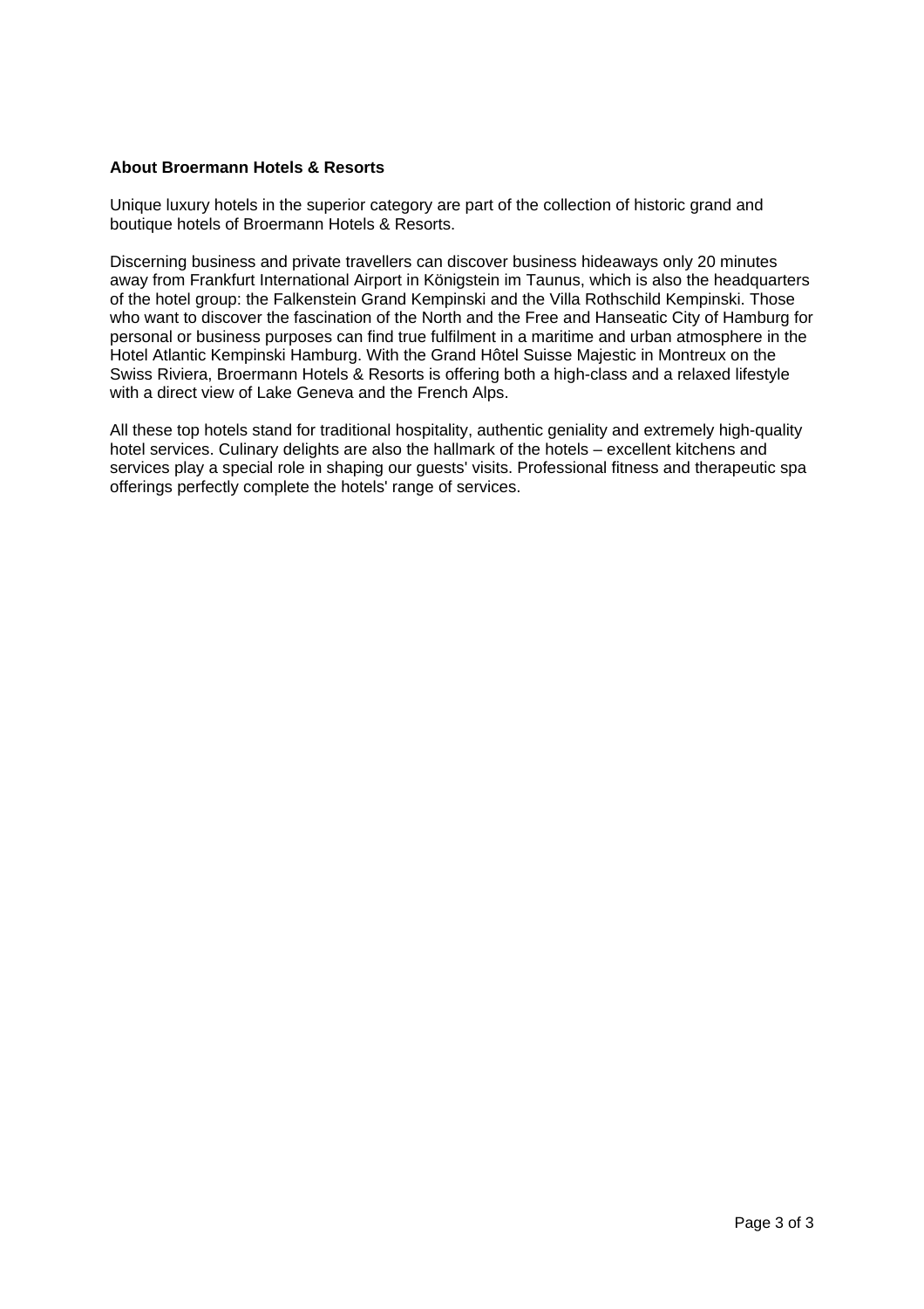**About Broermann Hotels & Resorts**

Unique luxury hotels in the superior category are part of the collection of historic grand and boutique hotels of Broermann Hotels & Resorts.

Discerning business and private travellers can discover business hideaways only 20 minutes away from Frankfurt International Airport in Königstein im Taunus, which is also the headquarters of the hotel group: the Falkenstein Grand Kempinski and the Villa Rothschild Kempinski. Those who want to discover the fascination of the North and the Free and Hanseatic City of Hamburg for personal or business purposes can find true fulfilment in a maritime and urban atmosphere in the Hotel Atlantic Kempinski Hamburg. With the Grand Hôtel Suisse Majestic in Montreux on the Swiss Riviera, Broermann Hotels & Resorts is offering both a high-class and a relaxed lifestyle with a direct view of Lake Geneva and the French Alps.

All these top hotels stand for traditional hospitality, authentic geniality and extremely high-quality hotel services. Culinary delights are also the hallmark of the hotels – excellent kitchens and services play a special role in shaping our guests' visits. Professional fitness and therapeutic spa offerings perfectly complete the hotels' range of services.